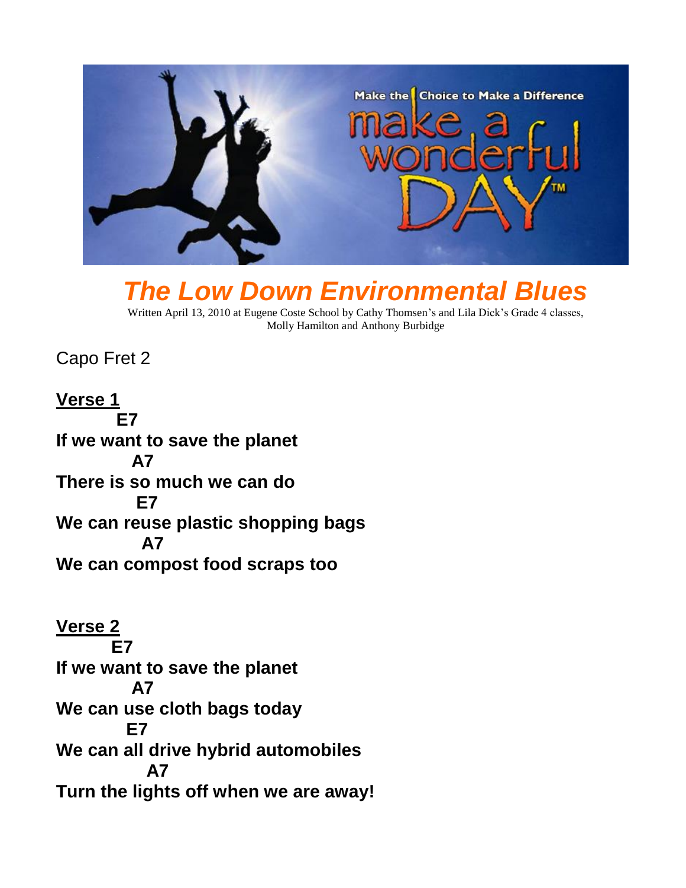# *The Low Down Environmental Blues*

Written April 13, 2010 at Eugene Coste School by Cathy Thomsen's and Lila Dick's Grade 4 classes, Molly Hamilton and Anthony Burbidge

Capo Fret 2

**Verse 1**

```
         E7
If we want to save the planet
           A7
There is so much we can do
            E7
We can reuse plastic shopping bags
             A7
We can compost food scraps too
```

**Verse 2**

```
        E7
If we want to save the planet
           A7
We can use cloth bags today
          E7
We can all drive hybrid automobiles
             A7
Turn the lights off when we are away!
```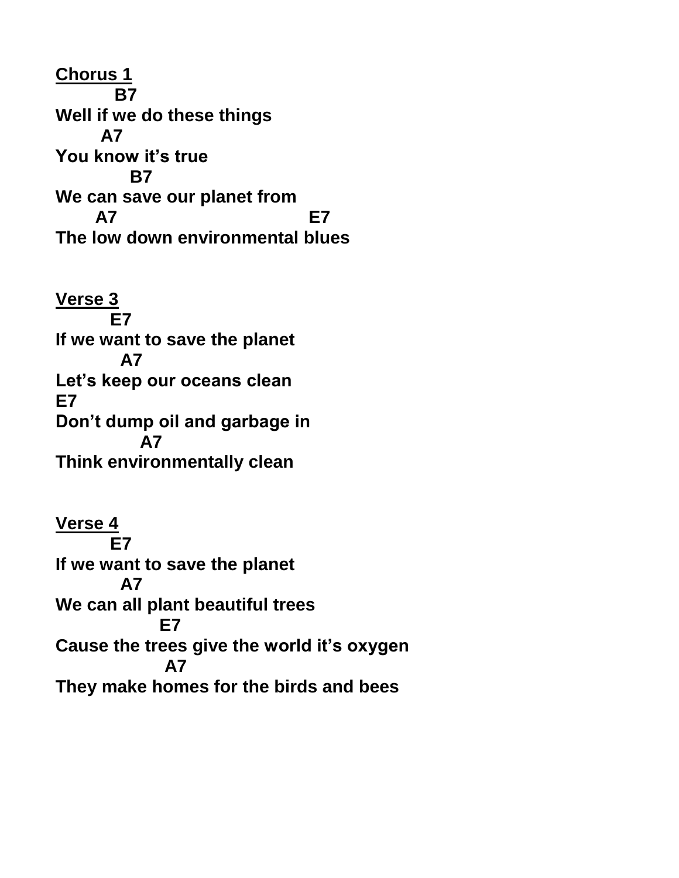**Chorus 1**

```
          B7
Well if we do these things
        A7
You know it's true
             B7
We can save our planet from
       A7                                E7
The low down environmental blues
```

**Verse 3**

```
         E7
If we want to save the planet
           A7
Let's keep our oceans clean
E7
Don't dump oil and garbage in
               A7
Think environmentally clean
```

**Verse 4**

```
         E7
If we want to save the planet
           A7
We can all plant beautiful trees
                  E7
Cause the trees give the world it's oxygen
                   A7
They make homes for the birds and bees
```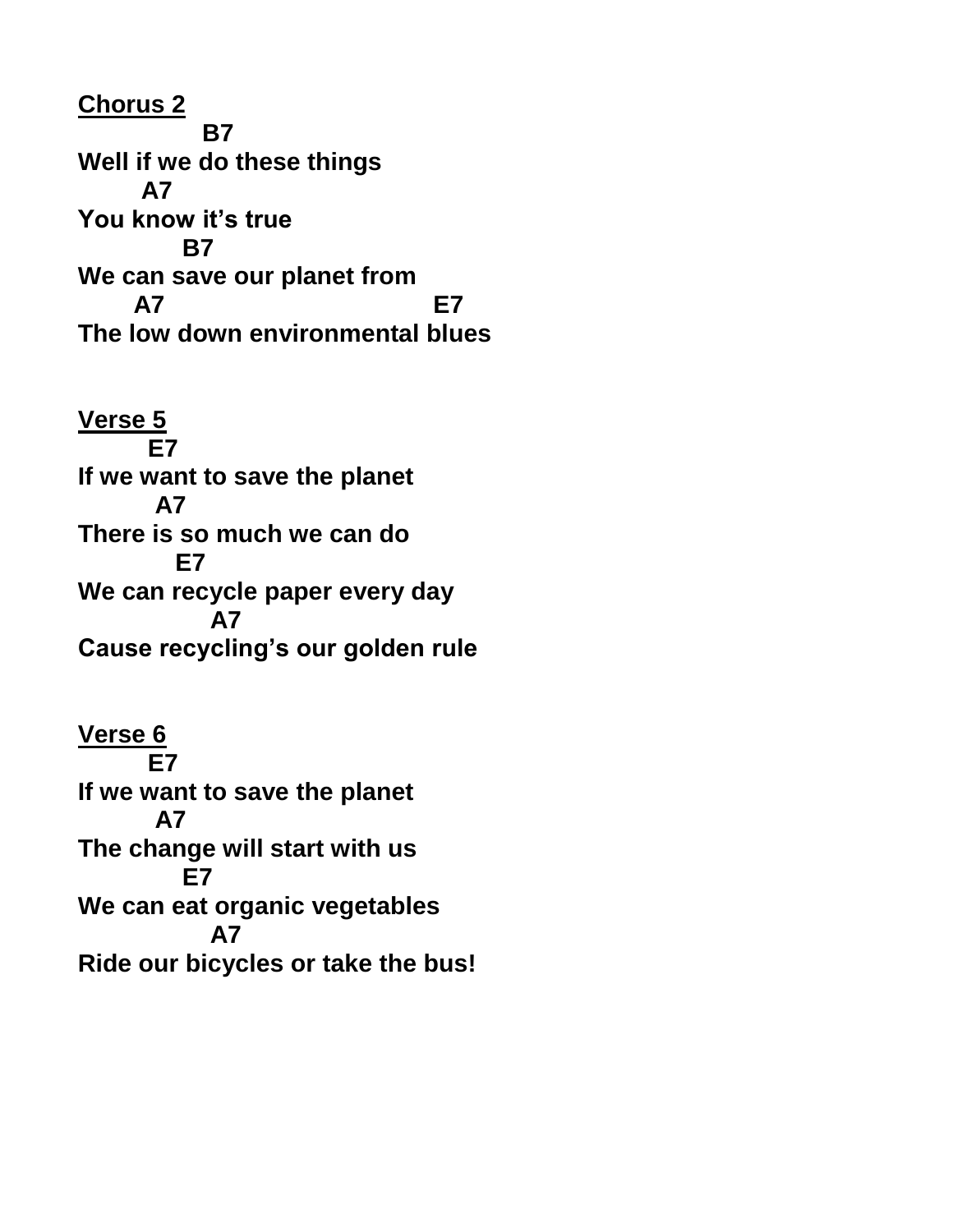**Chorus 2**

```
              B7
Well if we do these things
       A7
You know it's true
            B7
We can save our planet from
      A7                             E7
The low down environmental blues
```

**Verse 5**

```
       E7
If we want to save the planet
         A7
There is so much we can do
           E7
We can recycle paper every day
               A7
Cause recycling's our golden rule
```

**Verse 6**

```
       E7
If we want to save the planet
         A7
The change will start with us
            E7
We can eat organic vegetables
               A7
Ride our bicycles or take the bus!
```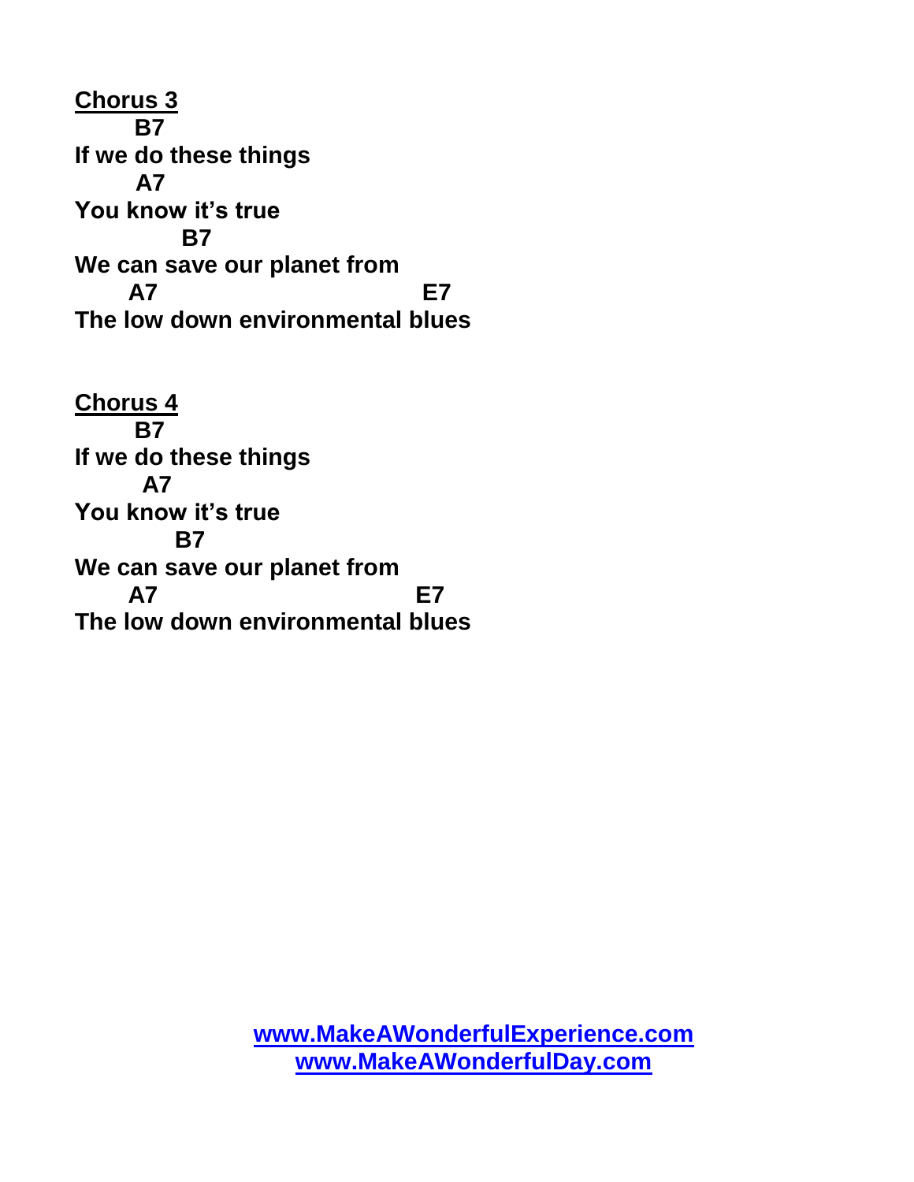**<u>Chorus 3</u>**

```
       B7
If we do these things
       A7
You know it's true
            B7
We can save our planet from
      A7                              E7
The low down environmental blues
```

**<u>Chorus 4</u>**

```
       B7
If we do these things
        A7
You know it's true
           B7
We can save our planet from
      A7                             E7
The low down environmental blues
```

**[www.MakeAWonderfulExperience.com](http://www.MakeAWonderfulExperience.com)**
**[www.MakeAWonderfulDay.com](http://www.MakeAWonderfulDay.com)**